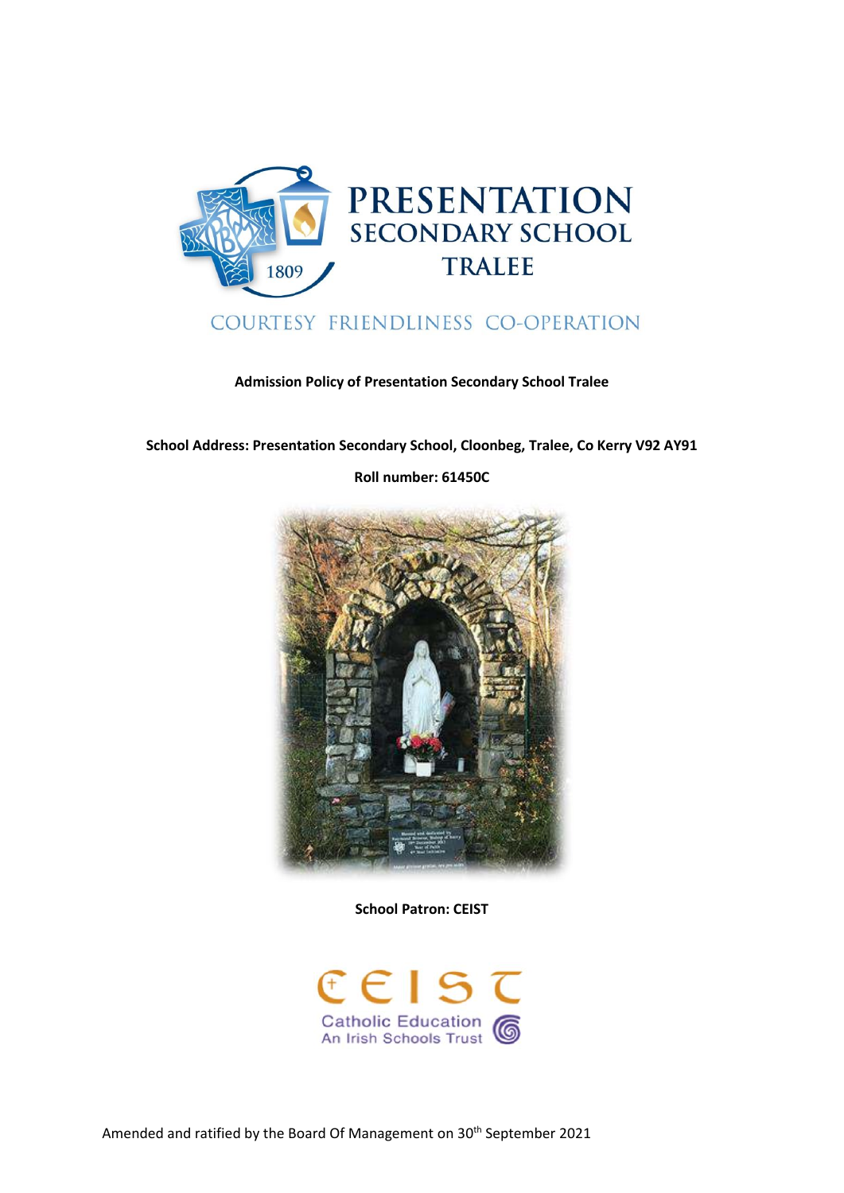# PRESENTATION SECONDARY SCHOOL TRALEE

COURTESY FRIENDLINESS CO-OPERATION

**Admission Policy of Presentation Secondary School Tralee**

**School Address: Presentation Secondary School, Cloonbeg, Tralee, Co Kerry V92 AY91**

**Roll number: 61450C**

**School Patron: CEIST**

CEIST
Catholic Education
An Irish Schools Trust

Amended and ratified by the Board Of Management on 30th September 2021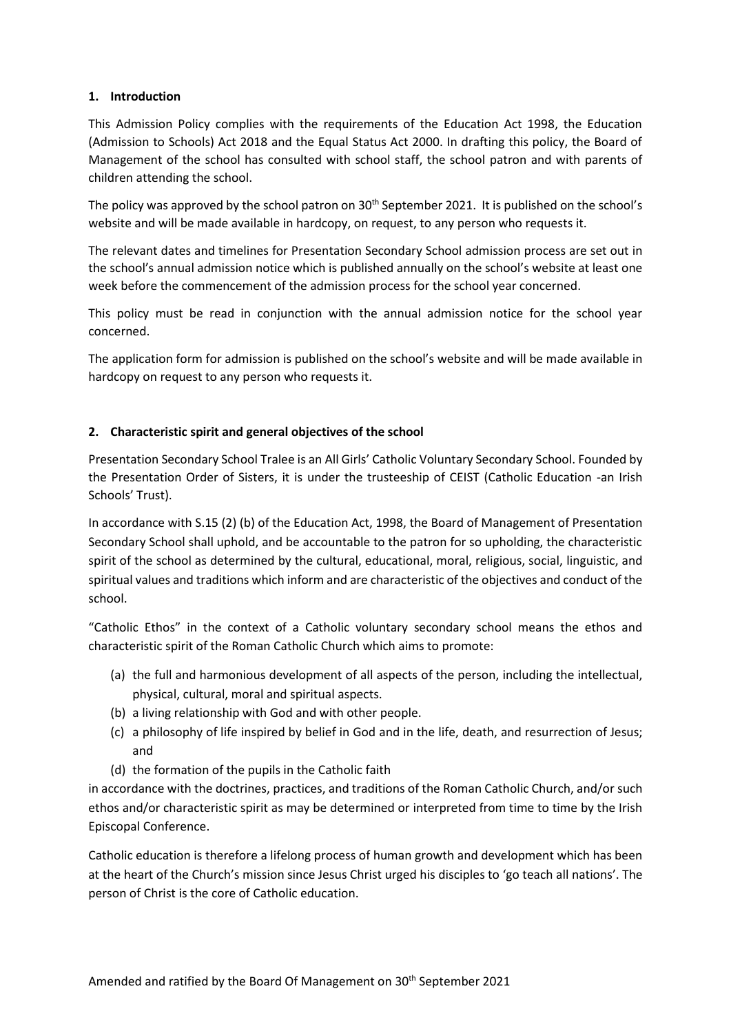## 1. Introduction

This Admission Policy complies with the requirements of the Education Act 1998, the Education (Admission to Schools) Act 2018 and the Equal Status Act 2000. In drafting this policy, the Board of Management of the school has consulted with school staff, the school patron and with parents of children attending the school.

The policy was approved by the school patron on 30th September 2021. It is published on the school's website and will be made available in hardcopy, on request, to any person who requests it.

The relevant dates and timelines for Presentation Secondary School admission process are set out in the school's annual admission notice which is published annually on the school's website at least one week before the commencement of the admission process for the school year concerned.

This policy must be read in conjunction with the annual admission notice for the school year concerned.

The application form for admission is published on the school's website and will be made available in hardcopy on request to any person who requests it.

## 2. Characteristic spirit and general objectives of the school

Presentation Secondary School Tralee is an All Girls' Catholic Voluntary Secondary School. Founded by the Presentation Order of Sisters, it is under the trusteeship of CEIST (Catholic Education -an Irish Schools' Trust).

In accordance with S.15 (2) (b) of the Education Act, 1998, the Board of Management of Presentation Secondary School shall uphold, and be accountable to the patron for so upholding, the characteristic spirit of the school as determined by the cultural, educational, moral, religious, social, linguistic, and spiritual values and traditions which inform and are characteristic of the objectives and conduct of the school.

"Catholic Ethos" in the context of a Catholic voluntary secondary school means the ethos and characteristic spirit of the Roman Catholic Church which aims to promote:

(a) the full and harmonious development of all aspects of the person, including the intellectual, physical, cultural, moral and spiritual aspects.
(b) a living relationship with God and with other people.
(c) a philosophy of life inspired by belief in God and in the life, death, and resurrection of Jesus; and
(d) the formation of the pupils in the Catholic faith

in accordance with the doctrines, practices, and traditions of the Roman Catholic Church, and/or such ethos and/or characteristic spirit as may be determined or interpreted from time to time by the Irish Episcopal Conference.

Catholic education is therefore a lifelong process of human growth and development which has been at the heart of the Church's mission since Jesus Christ urged his disciples to 'go teach all nations'. The person of Christ is the core of Catholic education.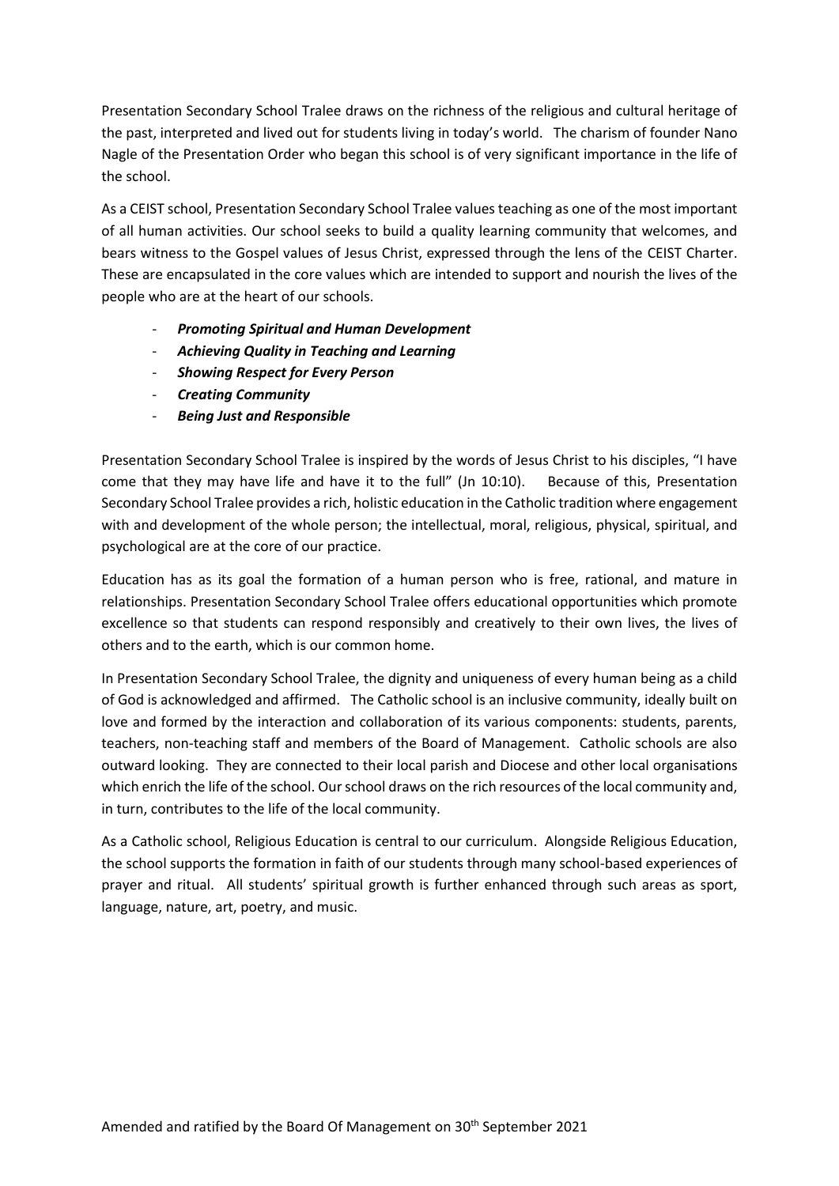Presentation Secondary School Tralee draws on the richness of the religious and cultural heritage of the past, interpreted and lived out for students living in today's world. The charism of founder Nano Nagle of the Presentation Order who began this school is of very significant importance in the life of the school.

As a CEIST school, Presentation Secondary School Tralee values teaching as one of the most important of all human activities. Our school seeks to build a quality learning community that welcomes, and bears witness to the Gospel values of Jesus Christ, expressed through the lens of the CEIST Charter. These are encapsulated in the core values which are intended to support and nourish the lives of the people who are at the heart of our schools.

- ***Promoting Spiritual and Human Development***
- ***Achieving Quality in Teaching and Learning***
- ***Showing Respect for Every Person***
- ***Creating Community***
- ***Being Just and Responsible***

Presentation Secondary School Tralee is inspired by the words of Jesus Christ to his disciples, "I have come that they may have life and have it to the full" (Jn 10:10). Because of this, Presentation Secondary School Tralee provides a rich, holistic education in the Catholic tradition where engagement with and development of the whole person; the intellectual, moral, religious, physical, spiritual, and psychological are at the core of our practice.

Education has as its goal the formation of a human person who is free, rational, and mature in relationships. Presentation Secondary School Tralee offers educational opportunities which promote excellence so that students can respond responsibly and creatively to their own lives, the lives of others and to the earth, which is our common home.

In Presentation Secondary School Tralee, the dignity and uniqueness of every human being as a child of God is acknowledged and affirmed. The Catholic school is an inclusive community, ideally built on love and formed by the interaction and collaboration of its various components: students, parents, teachers, non-teaching staff and members of the Board of Management. Catholic schools are also outward looking. They are connected to their local parish and Diocese and other local organisations which enrich the life of the school. Our school draws on the rich resources of the local community and, in turn, contributes to the life of the local community.

As a Catholic school, Religious Education is central to our curriculum. Alongside Religious Education, the school supports the formation in faith of our students through many school-based experiences of prayer and ritual. All students' spiritual growth is further enhanced through such areas as sport, language, nature, art, poetry, and music.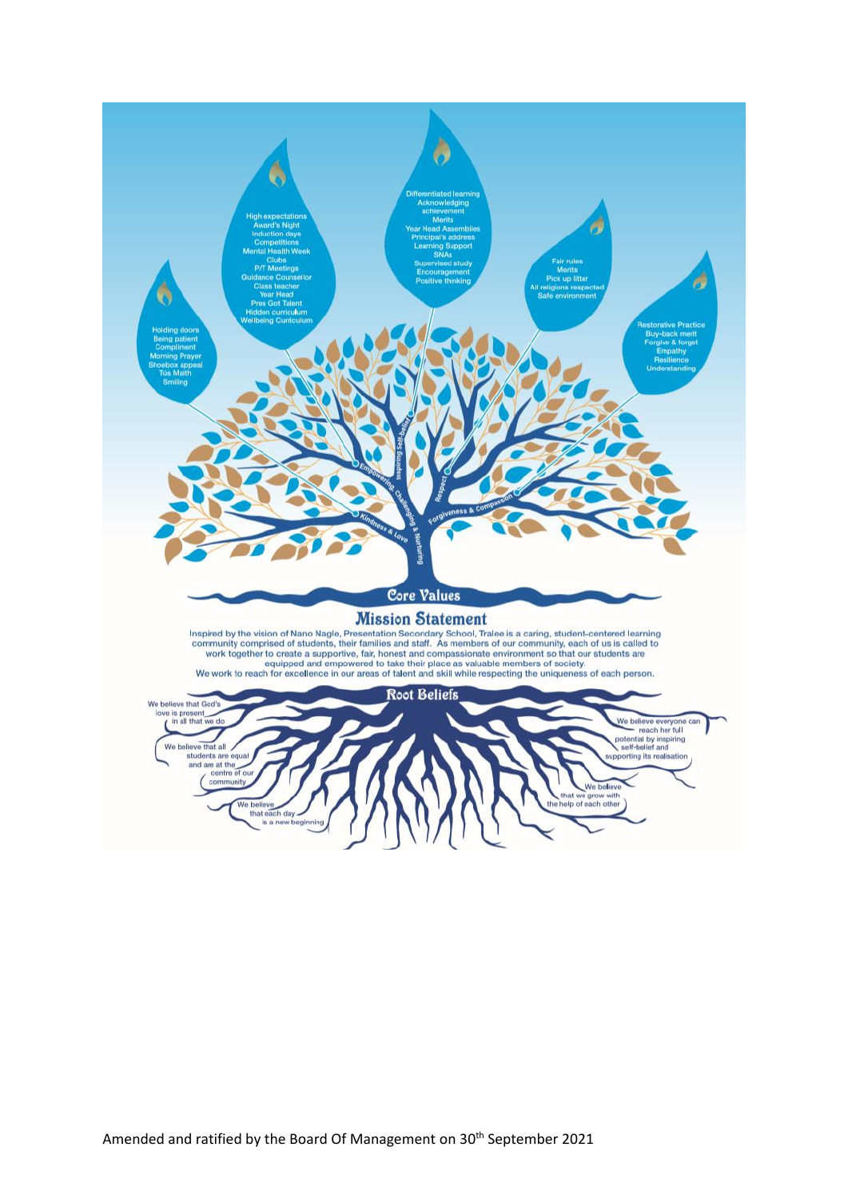Differentiated learning
Acknowledging achievement
Merits
Year Head Assemblies
Principal's address
Learning Support
SNAs
Supervised study
Encouragement
Positive thinking

High expectations
Award's Night
Induction days
Competitions
Mental Health Week
Clubs
P/T Meetings
Guidance Counsellor
Class teacher
Year Head
Pres Got Talent
Hidden curriculum
Wellbeing Curriculum

Fair rules
Merits
Pick up litter
All religions respected
Safe environment

Holding doors
Being patient
Compliment
Morning Prayer
Shoebox appeal
Tús Maith
Smiling

Restorative Practice
Buy-back merit
Forgive & forget
Empathy
Resilience
Understanding

Inspiring Self-belief

Empowering, Challenging & Nurturing

Respect

Kindness & Love

Forgiveness & Compassion

## Core Values

## Mission Statement

Inspired by the vision of Nano Nagle, Presentation Secondary School, Tralee is a caring, student-centered learning community comprised of students, their families and staff. As members of our community, each of us is called to work together to create a supportive, fair, honest and compassionate environment so that our students are equipped and empowered to take their place as valuable members of society.
We work to reach for excellence in our areas of talent and skill while respecting the uniqueness of each person.

## Root Beliefs

We believe that God's love is present in all that we do

We believe that all students are equal and are at the centre of our community

We believe that each day is a new beginning

We believe everyone can reach her full potential by inspiring self-belief and supporting its realisation

We believe that we grow with the help of each other

Amended and ratified by the Board Of Management on 30th September 2021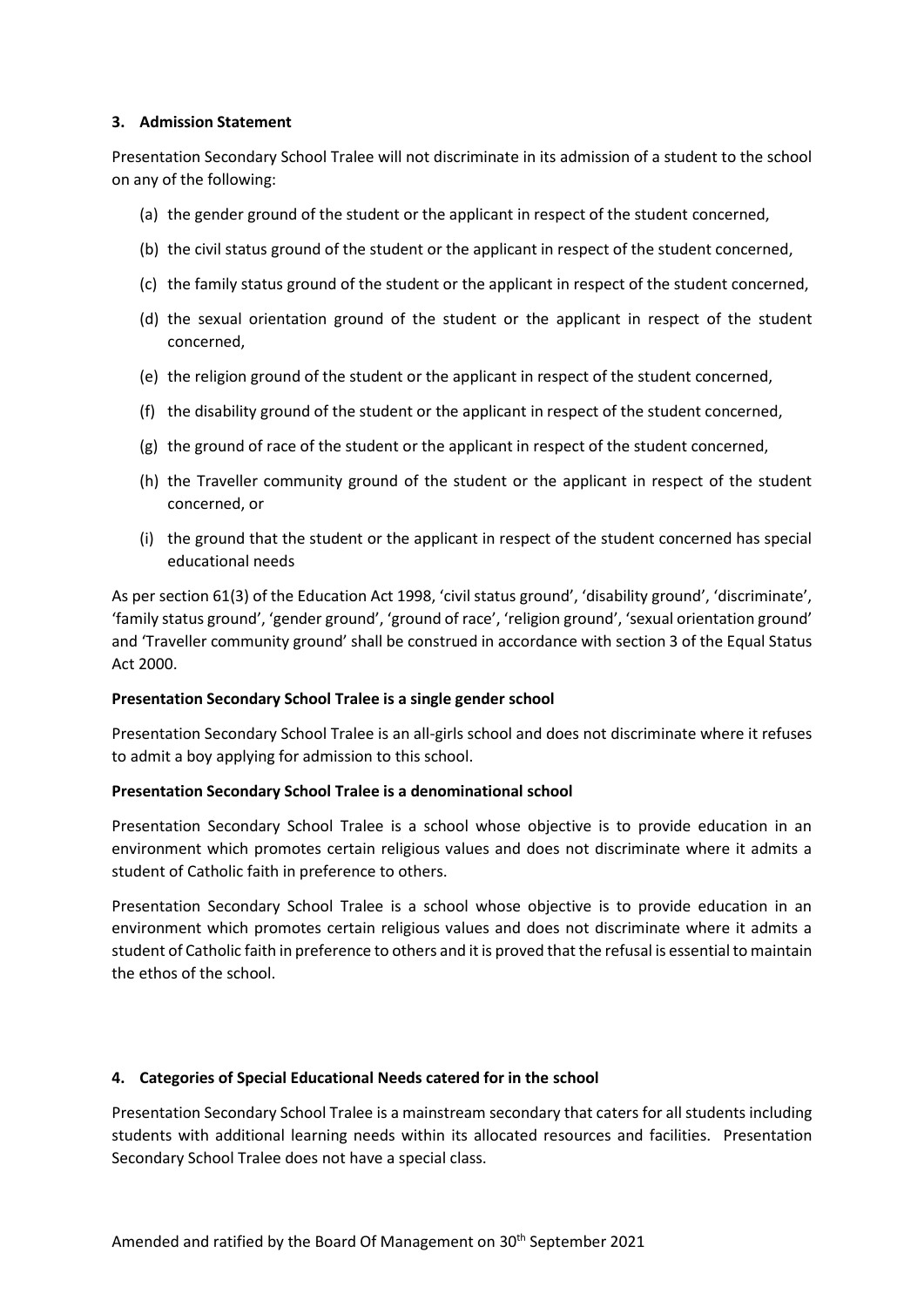## 3. Admission Statement

Presentation Secondary School Tralee will not discriminate in its admission of a student to the school on any of the following:

(a) the gender ground of the student or the applicant in respect of the student concerned,

(b) the civil status ground of the student or the applicant in respect of the student concerned,

(c) the family status ground of the student or the applicant in respect of the student concerned,

(d) the sexual orientation ground of the student or the applicant in respect of the student concerned,

(e) the religion ground of the student or the applicant in respect of the student concerned,

(f) the disability ground of the student or the applicant in respect of the student concerned,

(g) the ground of race of the student or the applicant in respect of the student concerned,

(h) the Traveller community ground of the student or the applicant in respect of the student concerned, or

(i) the ground that the student or the applicant in respect of the student concerned has special educational needs

As per section 61(3) of the Education Act 1998, 'civil status ground', 'disability ground', 'discriminate', 'family status ground', 'gender ground', 'ground of race', 'religion ground', 'sexual orientation ground' and 'Traveller community ground' shall be construed in accordance with section 3 of the Equal Status Act 2000.

**Presentation Secondary School Tralee is a single gender school**

Presentation Secondary School Tralee is an all-girls school and does not discriminate where it refuses to admit a boy applying for admission to this school.

**Presentation Secondary School Tralee is a denominational school**

Presentation Secondary School Tralee is a school whose objective is to provide education in an environment which promotes certain religious values and does not discriminate where it admits a student of Catholic faith in preference to others.

Presentation Secondary School Tralee is a school whose objective is to provide education in an environment which promotes certain religious values and does not discriminate where it admits a student of Catholic faith in preference to others and it is proved that the refusal is essential to maintain the ethos of the school.

## 4. Categories of Special Educational Needs catered for in the school

Presentation Secondary School Tralee is a mainstream secondary that caters for all students including students with additional learning needs within its allocated resources and facilities. Presentation Secondary School Tralee does not have a special class.

Amended and ratified by the Board Of Management on 30th September 2021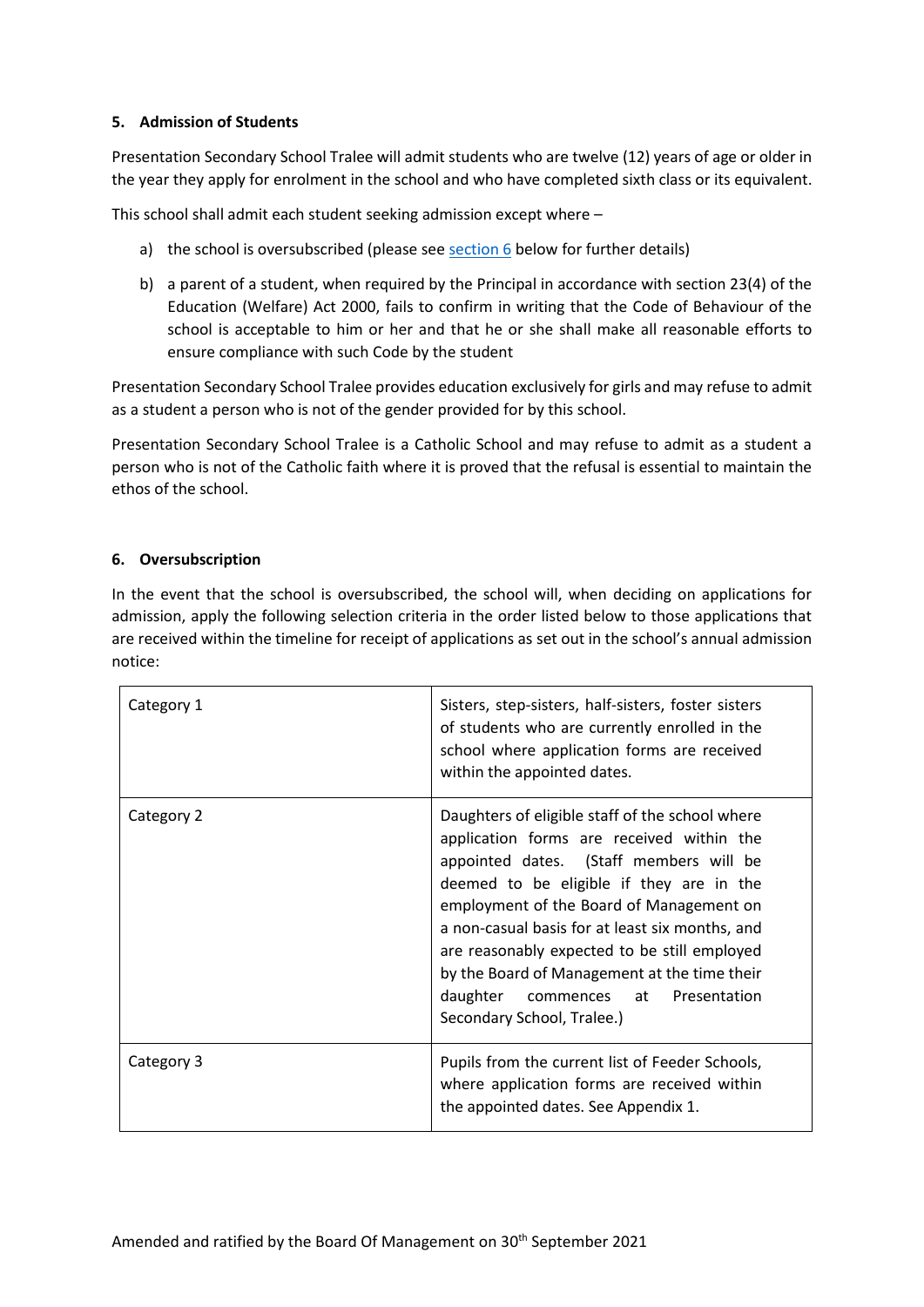### 5. Admission of Students

Presentation Secondary School Tralee will admit students who are twelve (12) years of age or older in the year they apply for enrolment in the school and who have completed sixth class or its equivalent.

This school shall admit each student seeking admission except where –

a) the school is oversubscribed (please see section 6 below for further details)

b) a parent of a student, when required by the Principal in accordance with section 23(4) of the Education (Welfare) Act 2000, fails to confirm in writing that the Code of Behaviour of the school is acceptable to him or her and that he or she shall make all reasonable efforts to ensure compliance with such Code by the student

Presentation Secondary School Tralee provides education exclusively for girls and may refuse to admit as a student a person who is not of the gender provided for by this school.

Presentation Secondary School Tralee is a Catholic School and may refuse to admit as a student a person who is not of the Catholic faith where it is proved that the refusal is essential to maintain the ethos of the school.

### 6. Oversubscription

In the event that the school is oversubscribed, the school will, when deciding on applications for admission, apply the following selection criteria in the order listed below to those applications that are received within the timeline for receipt of applications as set out in the school's annual admission notice:

| | |
|---|---|
| Category 1 | Sisters, step-sisters, half-sisters, foster sisters of students who are currently enrolled in the school where application forms are received within the appointed dates. |
| Category 2 | Daughters of eligible staff of the school where application forms are received within the appointed dates. (Staff members will be deemed to be eligible if they are in the employment of the Board of Management on a non-casual basis for at least six months, and are reasonably expected to be still employed by the Board of Management at the time their daughter commences at Presentation Secondary School, Tralee.) |
| Category 3 | Pupils from the current list of Feeder Schools, where application forms are received within the appointed dates. See Appendix 1. |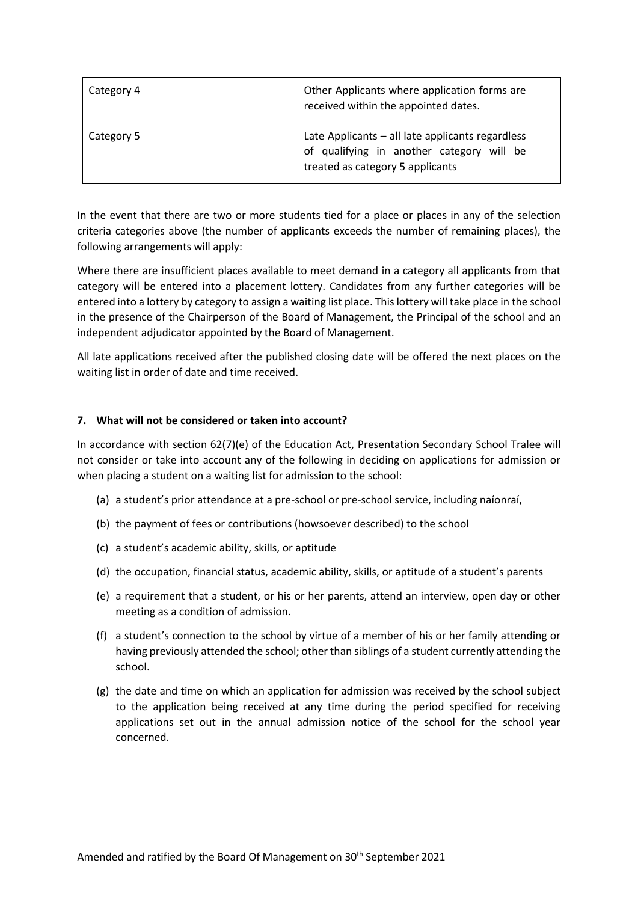| Category 4 | Other Applicants where application forms are received within the appointed dates. |
|---|---|
| Category 5 | Late Applicants – all late applicants regardless of qualifying in another category will be treated as category 5 applicants |

In the event that there are two or more students tied for a place or places in any of the selection criteria categories above (the number of applicants exceeds the number of remaining places), the following arrangements will apply:

Where there are insufficient places available to meet demand in a category all applicants from that category will be entered into a placement lottery. Candidates from any further categories will be entered into a lottery by category to assign a waiting list place. This lottery will take place in the school in the presence of the Chairperson of the Board of Management, the Principal of the school and an independent adjudicator appointed by the Board of Management.

All late applications received after the published closing date will be offered the next places on the waiting list in order of date and time received.

### 7. What will not be considered or taken into account?

In accordance with section 62(7)(e) of the Education Act, Presentation Secondary School Tralee will not consider or take into account any of the following in deciding on applications for admission or when placing a student on a waiting list for admission to the school:

(a) a student's prior attendance at a pre-school or pre-school service, including naíonraí,

(b) the payment of fees or contributions (howsoever described) to the school

(c) a student's academic ability, skills, or aptitude

(d) the occupation, financial status, academic ability, skills, or aptitude of a student's parents

(e) a requirement that a student, or his or her parents, attend an interview, open day or other meeting as a condition of admission.

(f) a student's connection to the school by virtue of a member of his or her family attending or having previously attended the school; other than siblings of a student currently attending the school.

(g) the date and time on which an application for admission was received by the school subject to the application being received at any time during the period specified for receiving applications set out in the annual admission notice of the school for the school year concerned.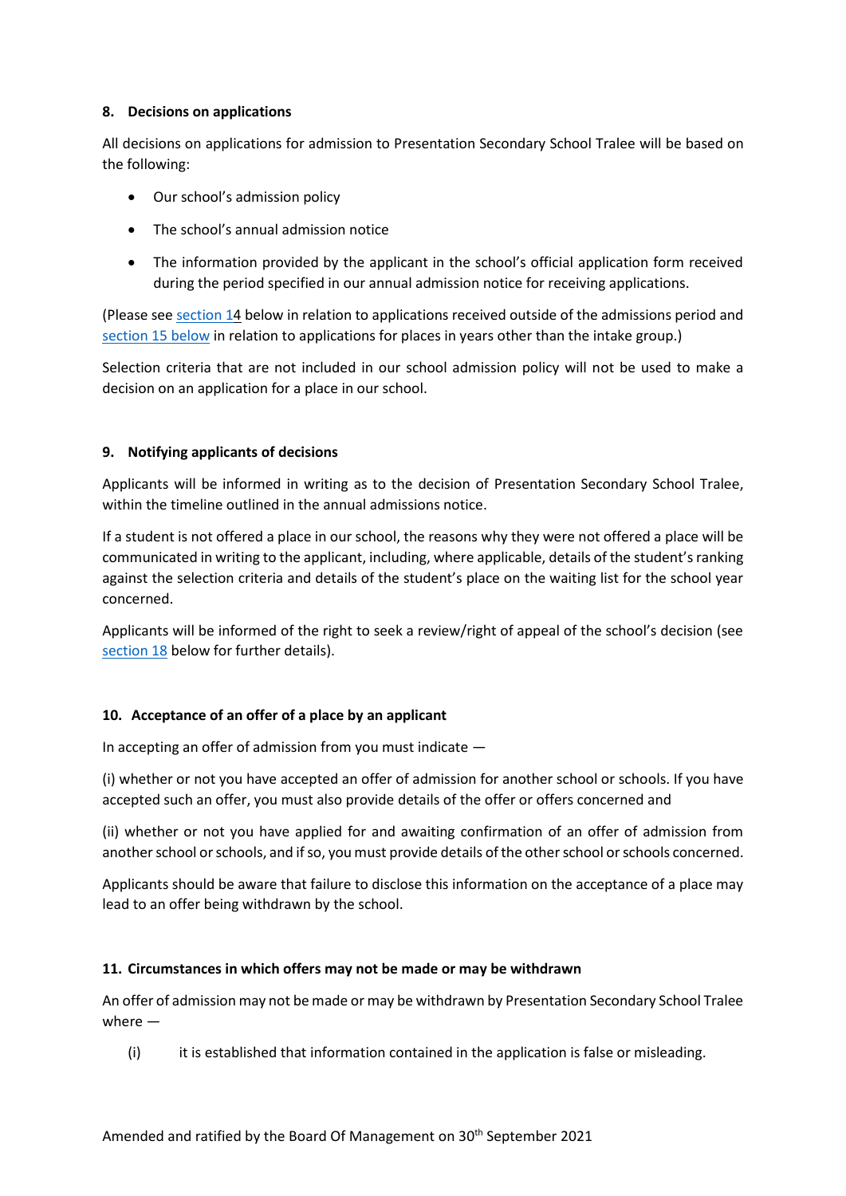## 8. Decisions on applications

All decisions on applications for admission to Presentation Secondary School Tralee will be based on the following:

- Our school's admission policy
- The school's annual admission notice
- The information provided by the applicant in the school's official application form received during the period specified in our annual admission notice for receiving applications.

(Please see section 14 below in relation to applications received outside of the admissions period and section 15 below in relation to applications for places in years other than the intake group.)

Selection criteria that are not included in our school admission policy will not be used to make a decision on an application for a place in our school.

## 9. Notifying applicants of decisions

Applicants will be informed in writing as to the decision of Presentation Secondary School Tralee, within the timeline outlined in the annual admissions notice.

If a student is not offered a place in our school, the reasons why they were not offered a place will be communicated in writing to the applicant, including, where applicable, details of the student's ranking against the selection criteria and details of the student's place on the waiting list for the school year concerned.

Applicants will be informed of the right to seek a review/right of appeal of the school's decision (see section 18 below for further details).

## 10. Acceptance of an offer of a place by an applicant

In accepting an offer of admission from you must indicate —

(i) whether or not you have accepted an offer of admission for another school or schools. If you have accepted such an offer, you must also provide details of the offer or offers concerned and

(ii) whether or not you have applied for and awaiting confirmation of an offer of admission from another school or schools, and if so, you must provide details of the other school or schools concerned.

Applicants should be aware that failure to disclose this information on the acceptance of a place may lead to an offer being withdrawn by the school.

## 11. Circumstances in which offers may not be made or may be withdrawn

An offer of admission may not be made or may be withdrawn by Presentation Secondary School Tralee where —

(i) it is established that information contained in the application is false or misleading.

Amended and ratified by the Board Of Management on 30th September 2021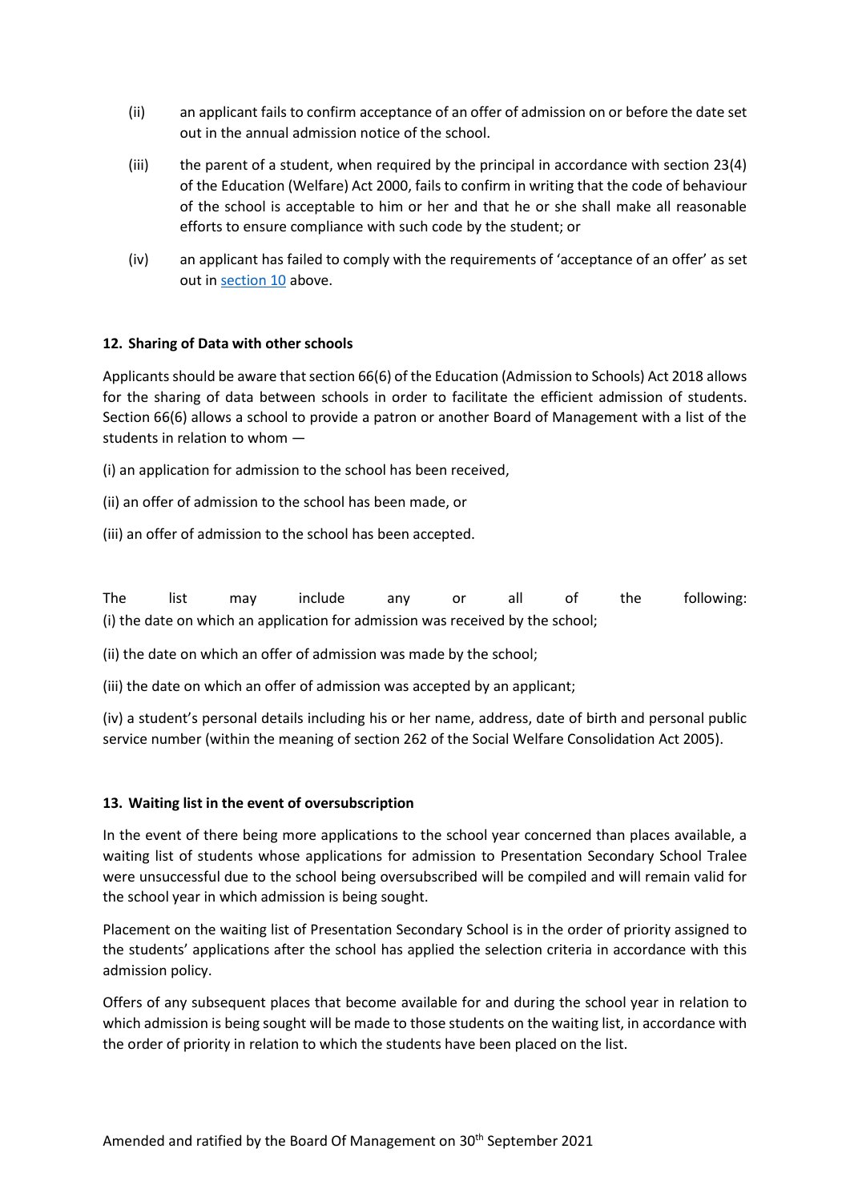(ii) an applicant fails to confirm acceptance of an offer of admission on or before the date set out in the annual admission notice of the school.

(iii) the parent of a student, when required by the principal in accordance with section 23(4) of the Education (Welfare) Act 2000, fails to confirm in writing that the code of behaviour of the school is acceptable to him or her and that he or she shall make all reasonable efforts to ensure compliance with such code by the student; or

(iv) an applicant has failed to comply with the requirements of 'acceptance of an offer' as set out in section 10 above.

**12. Sharing of Data with other schools**

Applicants should be aware that section 66(6) of the Education (Admission to Schools) Act 2018 allows for the sharing of data between schools in order to facilitate the efficient admission of students. Section 66(6) allows a school to provide a patron or another Board of Management with a list of the students in relation to whom —

(i) an application for admission to the school has been received,

(ii) an offer of admission to the school has been made, or

(iii) an offer of admission to the school has been accepted.

The list may include any or all of the following:
(i) the date on which an application for admission was received by the school;

(ii) the date on which an offer of admission was made by the school;

(iii) the date on which an offer of admission was accepted by an applicant;

(iv) a student's personal details including his or her name, address, date of birth and personal public service number (within the meaning of section 262 of the Social Welfare Consolidation Act 2005).

**13. Waiting list in the event of oversubscription**

In the event of there being more applications to the school year concerned than places available, a waiting list of students whose applications for admission to Presentation Secondary School Tralee were unsuccessful due to the school being oversubscribed will be compiled and will remain valid for the school year in which admission is being sought.

Placement on the waiting list of Presentation Secondary School is in the order of priority assigned to the students' applications after the school has applied the selection criteria in accordance with this admission policy.

Offers of any subsequent places that become available for and during the school year in relation to which admission is being sought will be made to those students on the waiting list, in accordance with the order of priority in relation to which the students have been placed on the list.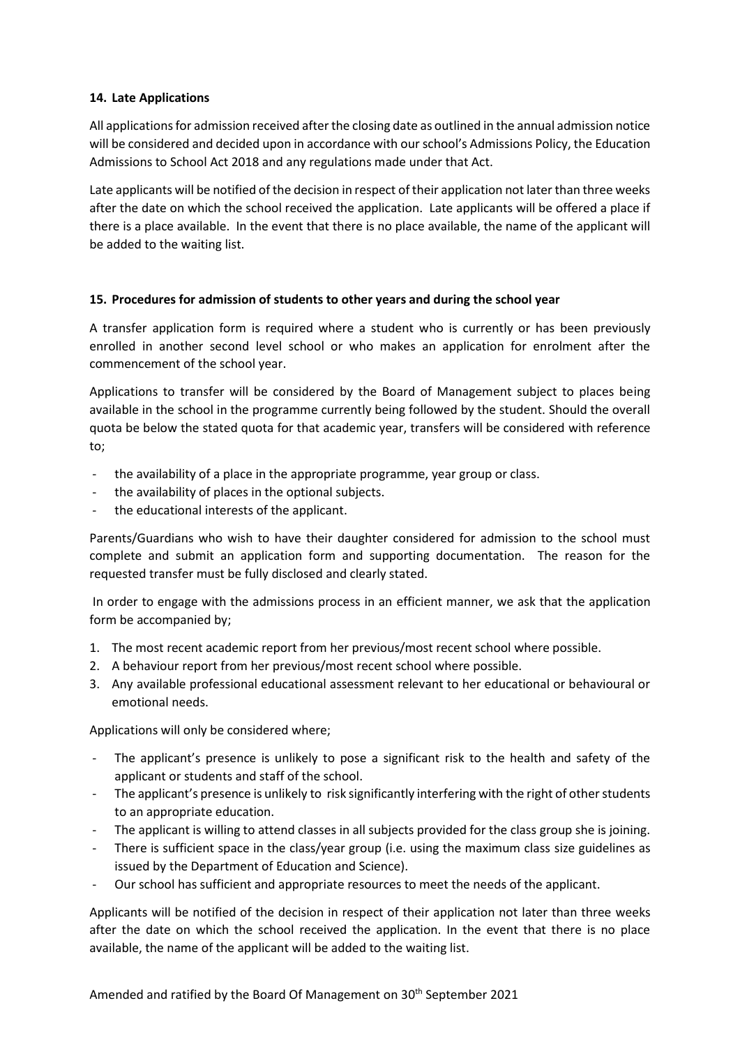## 14. Late Applications

All applications for admission received after the closing date as outlined in the annual admission notice will be considered and decided upon in accordance with our school's Admissions Policy, the Education Admissions to School Act 2018 and any regulations made under that Act.

Late applicants will be notified of the decision in respect of their application not later than three weeks after the date on which the school received the application. Late applicants will be offered a place if there is a place available. In the event that there is no place available, the name of the applicant will be added to the waiting list.

## 15. Procedures for admission of students to other years and during the school year

A transfer application form is required where a student who is currently or has been previously enrolled in another second level school or who makes an application for enrolment after the commencement of the school year.

Applications to transfer will be considered by the Board of Management subject to places being available in the school in the programme currently being followed by the student. Should the overall quota be below the stated quota for that academic year, transfers will be considered with reference to;

- the availability of a place in the appropriate programme, year group or class.
- the availability of places in the optional subjects.
- the educational interests of the applicant.

Parents/Guardians who wish to have their daughter considered for admission to the school must complete and submit an application form and supporting documentation. The reason for the requested transfer must be fully disclosed and clearly stated.

In order to engage with the admissions process in an efficient manner, we ask that the application form be accompanied by;

1. The most recent academic report from her previous/most recent school where possible.
2. A behaviour report from her previous/most recent school where possible.
3. Any available professional educational assessment relevant to her educational or behavioural or emotional needs.

Applications will only be considered where;

- The applicant's presence is unlikely to pose a significant risk to the health and safety of the applicant or students and staff of the school.
- The applicant's presence is unlikely to risk significantly interfering with the right of other students to an appropriate education.
- The applicant is willing to attend classes in all subjects provided for the class group she is joining.
- There is sufficient space in the class/year group (i.e. using the maximum class size guidelines as issued by the Department of Education and Science).
- Our school has sufficient and appropriate resources to meet the needs of the applicant.

Applicants will be notified of the decision in respect of their application not later than three weeks after the date on which the school received the application. In the event that there is no place available, the name of the applicant will be added to the waiting list.

Amended and ratified by the Board Of Management on 30th September 2021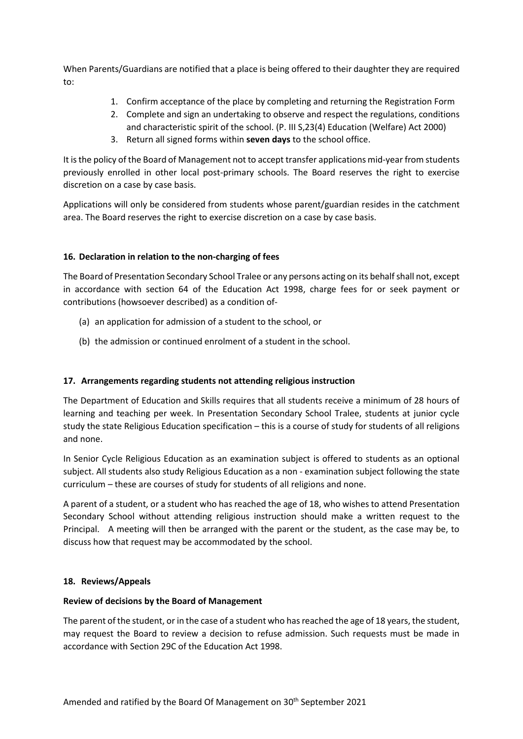When Parents/Guardians are notified that a place is being offered to their daughter they are required to:

1. Confirm acceptance of the place by completing and returning the Registration Form
2. Complete and sign an undertaking to observe and respect the regulations, conditions and characteristic spirit of the school. (P. III S,23(4) Education (Welfare) Act 2000)
3. Return all signed forms within **seven days** to the school office.

It is the policy of the Board of Management not to accept transfer applications mid-year from students previously enrolled in other local post-primary schools. The Board reserves the right to exercise discretion on a case by case basis.

Applications will only be considered from students whose parent/guardian resides in the catchment area. The Board reserves the right to exercise discretion on a case by case basis.

### 16. Declaration in relation to the non-charging of fees

The Board of Presentation Secondary School Tralee or any persons acting on its behalf shall not, except in accordance with section 64 of the Education Act 1998, charge fees for or seek payment or contributions (howsoever described) as a condition of-

(a) an application for admission of a student to the school, or

(b) the admission or continued enrolment of a student in the school.

### 17. Arrangements regarding students not attending religious instruction

The Department of Education and Skills requires that all students receive a minimum of 28 hours of learning and teaching per week. In Presentation Secondary School Tralee, students at junior cycle study the state Religious Education specification – this is a course of study for students of all religions and none.

In Senior Cycle Religious Education as an examination subject is offered to students as an optional subject. All students also study Religious Education as a non - examination subject following the state curriculum – these are courses of study for students of all religions and none.

A parent of a student, or a student who has reached the age of 18, who wishes to attend Presentation Secondary School without attending religious instruction should make a written request to the Principal. A meeting will then be arranged with the parent or the student, as the case may be, to discuss how that request may be accommodated by the school.

### 18. Reviews/Appeals

**Review of decisions by the Board of Management**

The parent of the student, or in the case of a student who has reached the age of 18 years, the student, may request the Board to review a decision to refuse admission. Such requests must be made in accordance with Section 29C of the Education Act 1998.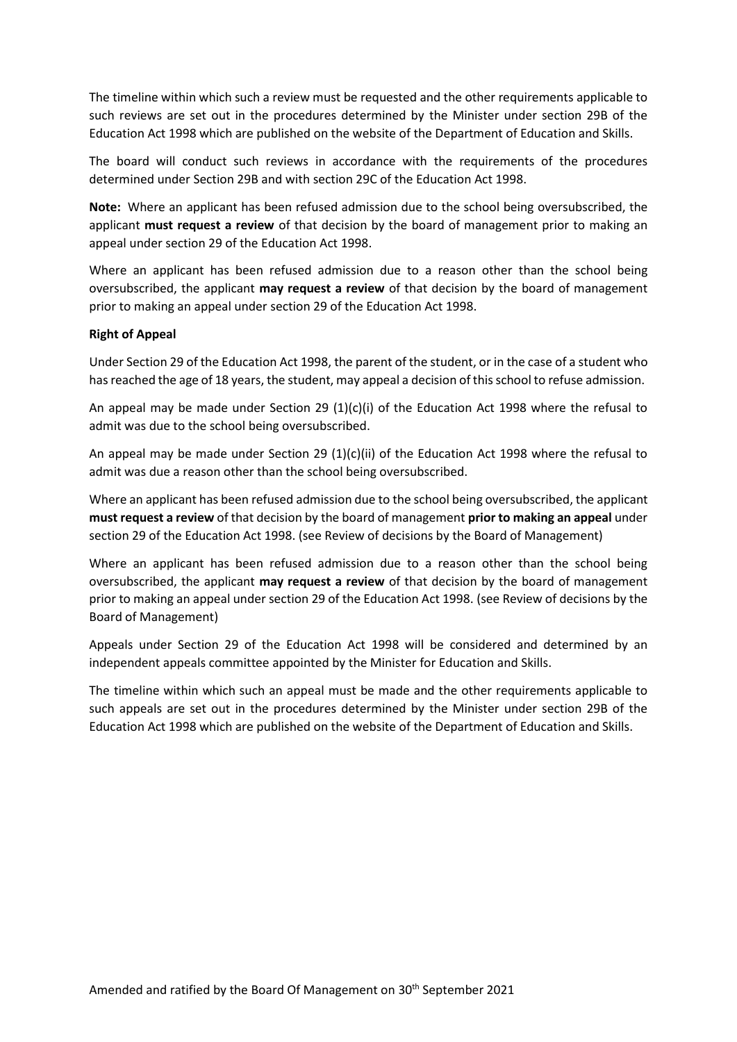The timeline within which such a review must be requested and the other requirements applicable to such reviews are set out in the procedures determined by the Minister under section 29B of the Education Act 1998 which are published on the website of the Department of Education and Skills.

The board will conduct such reviews in accordance with the requirements of the procedures determined under Section 29B and with section 29C of the Education Act 1998.

**Note:** Where an applicant has been refused admission due to the school being oversubscribed, the applicant **must request a review** of that decision by the board of management prior to making an appeal under section 29 of the Education Act 1998.

Where an applicant has been refused admission due to a reason other than the school being oversubscribed, the applicant **may request a review** of that decision by the board of management prior to making an appeal under section 29 of the Education Act 1998.

**Right of Appeal**

Under Section 29 of the Education Act 1998, the parent of the student, or in the case of a student who has reached the age of 18 years, the student, may appeal a decision of this school to refuse admission.

An appeal may be made under Section 29 (1)(c)(i) of the Education Act 1998 where the refusal to admit was due to the school being oversubscribed.

An appeal may be made under Section 29 (1)(c)(ii) of the Education Act 1998 where the refusal to admit was due a reason other than the school being oversubscribed.

Where an applicant has been refused admission due to the school being oversubscribed, the applicant **must request a review** of that decision by the board of management **prior to making an appeal** under section 29 of the Education Act 1998. (see Review of decisions by the Board of Management)

Where an applicant has been refused admission due to a reason other than the school being oversubscribed, the applicant **may request a review** of that decision by the board of management prior to making an appeal under section 29 of the Education Act 1998. (see Review of decisions by the Board of Management)

Appeals under Section 29 of the Education Act 1998 will be considered and determined by an independent appeals committee appointed by the Minister for Education and Skills.

The timeline within which such an appeal must be made and the other requirements applicable to such appeals are set out in the procedures determined by the Minister under section 29B of the Education Act 1998 which are published on the website of the Department of Education and Skills.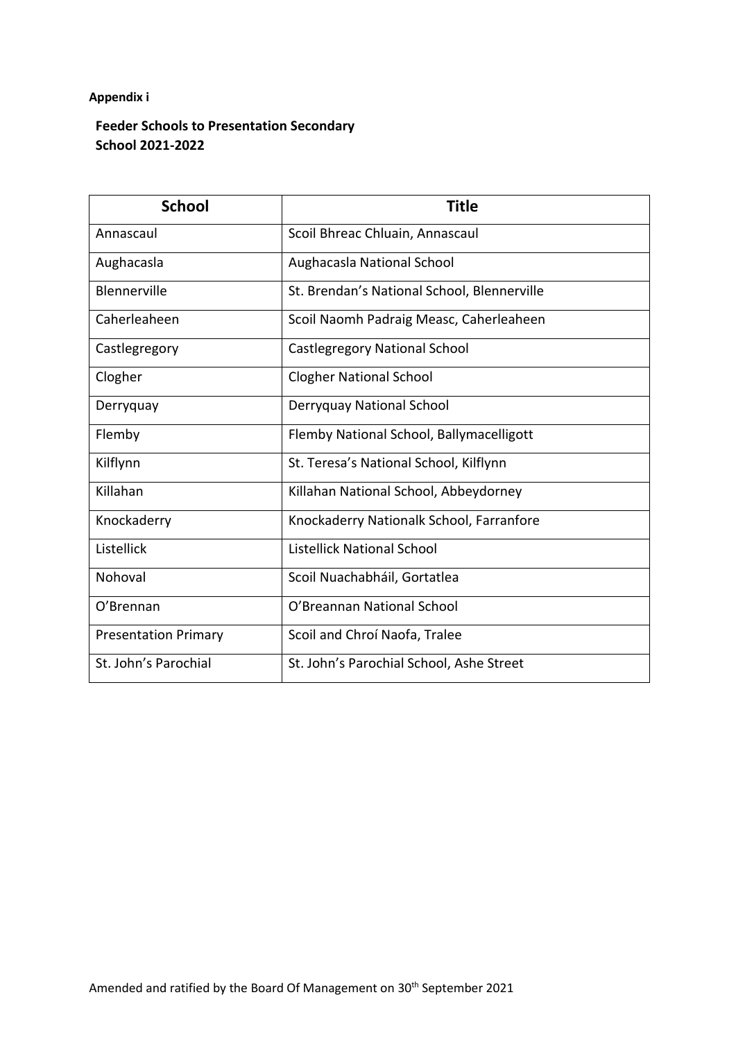**Appendix i**

**Feeder Schools to Presentation Secondary School 2021-2022**

| School | Title |
| --- | --- |
| Annascaul | Scoil Bhreac Chluain, Annascaul |
| Aughacasla | Aughacasla National School |
| Blennerville | St. Brendan's National School, Blennerville |
| Caherleaheen | Scoil Naomh Padraig Measc, Caherleaheen |
| Castlegregory | Castlegregory National School |
| Clogher | Clogher National School |
| Derryquay | Derryquay National School |
| Flemby | Flemby National School, Ballymacelligott |
| Kilflynn | St. Teresa's National School, Kilflynn |
| Killahan | Killahan National School, Abbeydorney |
| Knockaderry | Knockaderry Nationalk School, Farranfore |
| Listellick | Listellick National School |
| Nohoval | Scoil Nuachabháil, Gortatlea |
| O'Brennan | O'Breannan National School |
| Presentation Primary | Scoil and Chroí Naofa, Tralee |
| St. John's Parochial | St. John's Parochial School, Ashe Street |

Amended and ratified by the Board Of Management on 30th September 2021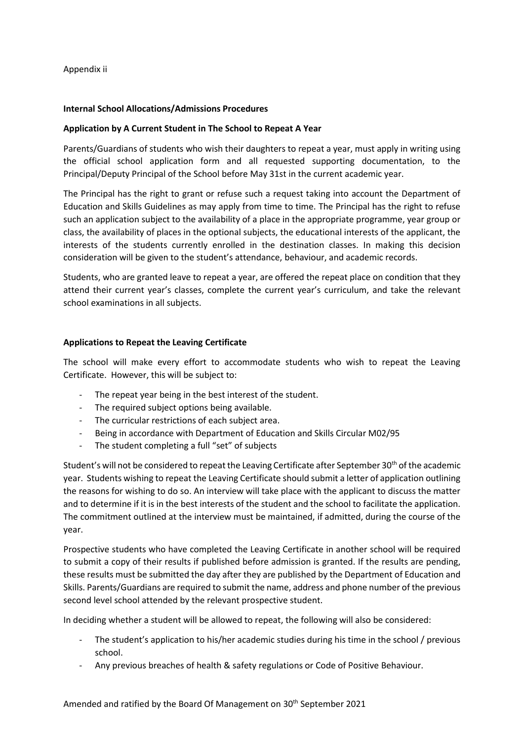Appendix ii

**Internal School Allocations/Admissions Procedures**

**Application by A Current Student in The School to Repeat A Year**

Parents/Guardians of students who wish their daughters to repeat a year, must apply in writing using the official school application form and all requested supporting documentation, to the Principal/Deputy Principal of the School before May 31st in the current academic year.

The Principal has the right to grant or refuse such a request taking into account the Department of Education and Skills Guidelines as may apply from time to time. The Principal has the right to refuse such an application subject to the availability of a place in the appropriate programme, year group or class, the availability of places in the optional subjects, the educational interests of the applicant, the interests of the students currently enrolled in the destination classes. In making this decision consideration will be given to the student's attendance, behaviour, and academic records.

Students, who are granted leave to repeat a year, are offered the repeat place on condition that they attend their current year's classes, complete the current year's curriculum, and take the relevant school examinations in all subjects.

**Applications to Repeat the Leaving Certificate**

The school will make every effort to accommodate students who wish to repeat the Leaving Certificate. However, this will be subject to:

- The repeat year being in the best interest of the student.
- The required subject options being available.
- The curricular restrictions of each subject area.
- Being in accordance with Department of Education and Skills Circular M02/95
- The student completing a full "set" of subjects

Student's will not be considered to repeat the Leaving Certificate after September 30th of the academic year. Students wishing to repeat the Leaving Certificate should submit a letter of application outlining the reasons for wishing to do so. An interview will take place with the applicant to discuss the matter and to determine if it is in the best interests of the student and the school to facilitate the application. The commitment outlined at the interview must be maintained, if admitted, during the course of the year.

Prospective students who have completed the Leaving Certificate in another school will be required to submit a copy of their results if published before admission is granted. If the results are pending, these results must be submitted the day after they are published by the Department of Education and Skills. Parents/Guardians are required to submit the name, address and phone number of the previous second level school attended by the relevant prospective student.

In deciding whether a student will be allowed to repeat, the following will also be considered:

- The student's application to his/her academic studies during his time in the school / previous school.
- Any previous breaches of health & safety regulations or Code of Positive Behaviour.

Amended and ratified by the Board Of Management on 30th September 2021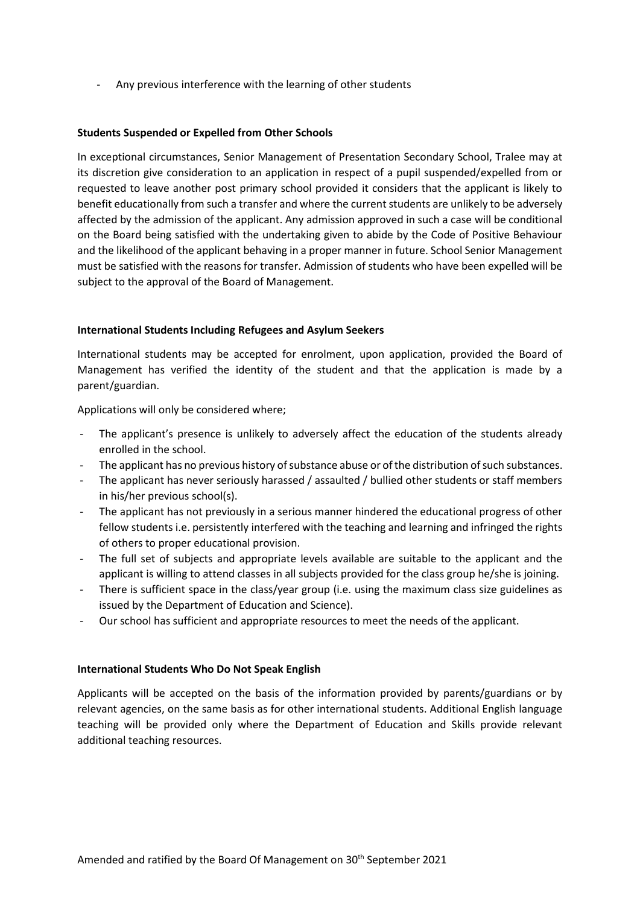- Any previous interference with the learning of other students

**Students Suspended or Expelled from Other Schools**

In exceptional circumstances, Senior Management of Presentation Secondary School, Tralee may at its discretion give consideration to an application in respect of a pupil suspended/expelled from or requested to leave another post primary school provided it considers that the applicant is likely to benefit educationally from such a transfer and where the current students are unlikely to be adversely affected by the admission of the applicant. Any admission approved in such a case will be conditional on the Board being satisfied with the undertaking given to abide by the Code of Positive Behaviour and the likelihood of the applicant behaving in a proper manner in future. School Senior Management must be satisfied with the reasons for transfer. Admission of students who have been expelled will be subject to the approval of the Board of Management.

**International Students Including Refugees and Asylum Seekers**

International students may be accepted for enrolment, upon application, provided the Board of Management has verified the identity of the student and that the application is made by a parent/guardian.

Applications will only be considered where;

- The applicant's presence is unlikely to adversely affect the education of the students already enrolled in the school.
- The applicant has no previous history of substance abuse or of the distribution of such substances.
- The applicant has never seriously harassed / assaulted / bullied other students or staff members in his/her previous school(s).
- The applicant has not previously in a serious manner hindered the educational progress of other fellow students i.e. persistently interfered with the teaching and learning and infringed the rights of others to proper educational provision.
- The full set of subjects and appropriate levels available are suitable to the applicant and the applicant is willing to attend classes in all subjects provided for the class group he/she is joining.
- There is sufficient space in the class/year group (i.e. using the maximum class size guidelines as issued by the Department of Education and Science).
- Our school has sufficient and appropriate resources to meet the needs of the applicant.

**International Students Who Do Not Speak English**

Applicants will be accepted on the basis of the information provided by parents/guardians or by relevant agencies, on the same basis as for other international students. Additional English language teaching will be provided only where the Department of Education and Skills provide relevant additional teaching resources.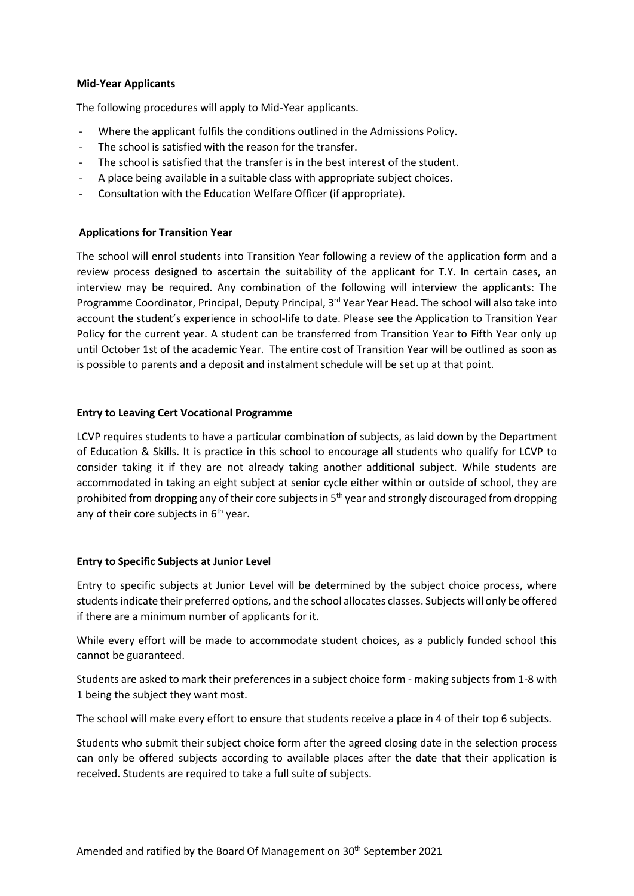**Mid-Year Applicants**

The following procedures will apply to Mid-Year applicants.

- Where the applicant fulfils the conditions outlined in the Admissions Policy.
- The school is satisfied with the reason for the transfer.
- The school is satisfied that the transfer is in the best interest of the student.
- A place being available in a suitable class with appropriate subject choices.
- Consultation with the Education Welfare Officer (if appropriate).

**Applications for Transition Year**

The school will enrol students into Transition Year following a review of the application form and a review process designed to ascertain the suitability of the applicant for T.Y. In certain cases, an interview may be required. Any combination of the following will interview the applicants: The Programme Coordinator, Principal, Deputy Principal, 3rd Year Year Head. The school will also take into account the student's experience in school-life to date. Please see the Application to Transition Year Policy for the current year. A student can be transferred from Transition Year to Fifth Year only up until October 1st of the academic Year. The entire cost of Transition Year will be outlined as soon as is possible to parents and a deposit and instalment schedule will be set up at that point.

**Entry to Leaving Cert Vocational Programme**

LCVP requires students to have a particular combination of subjects, as laid down by the Department of Education & Skills. It is practice in this school to encourage all students who qualify for LCVP to consider taking it if they are not already taking another additional subject. While students are accommodated in taking an eight subject at senior cycle either within or outside of school, they are prohibited from dropping any of their core subjects in 5th year and strongly discouraged from dropping any of their core subjects in 6th year.

**Entry to Specific Subjects at Junior Level**

Entry to specific subjects at Junior Level will be determined by the subject choice process, where students indicate their preferred options, and the school allocates classes. Subjects will only be offered if there are a minimum number of applicants for it.

While every effort will be made to accommodate student choices, as a publicly funded school this cannot be guaranteed.

Students are asked to mark their preferences in a subject choice form - making subjects from 1-8 with 1 being the subject they want most.

The school will make every effort to ensure that students receive a place in 4 of their top 6 subjects.

Students who submit their subject choice form after the agreed closing date in the selection process can only be offered subjects according to available places after the date that their application is received. Students are required to take a full suite of subjects.

Amended and ratified by the Board Of Management on 30th September 2021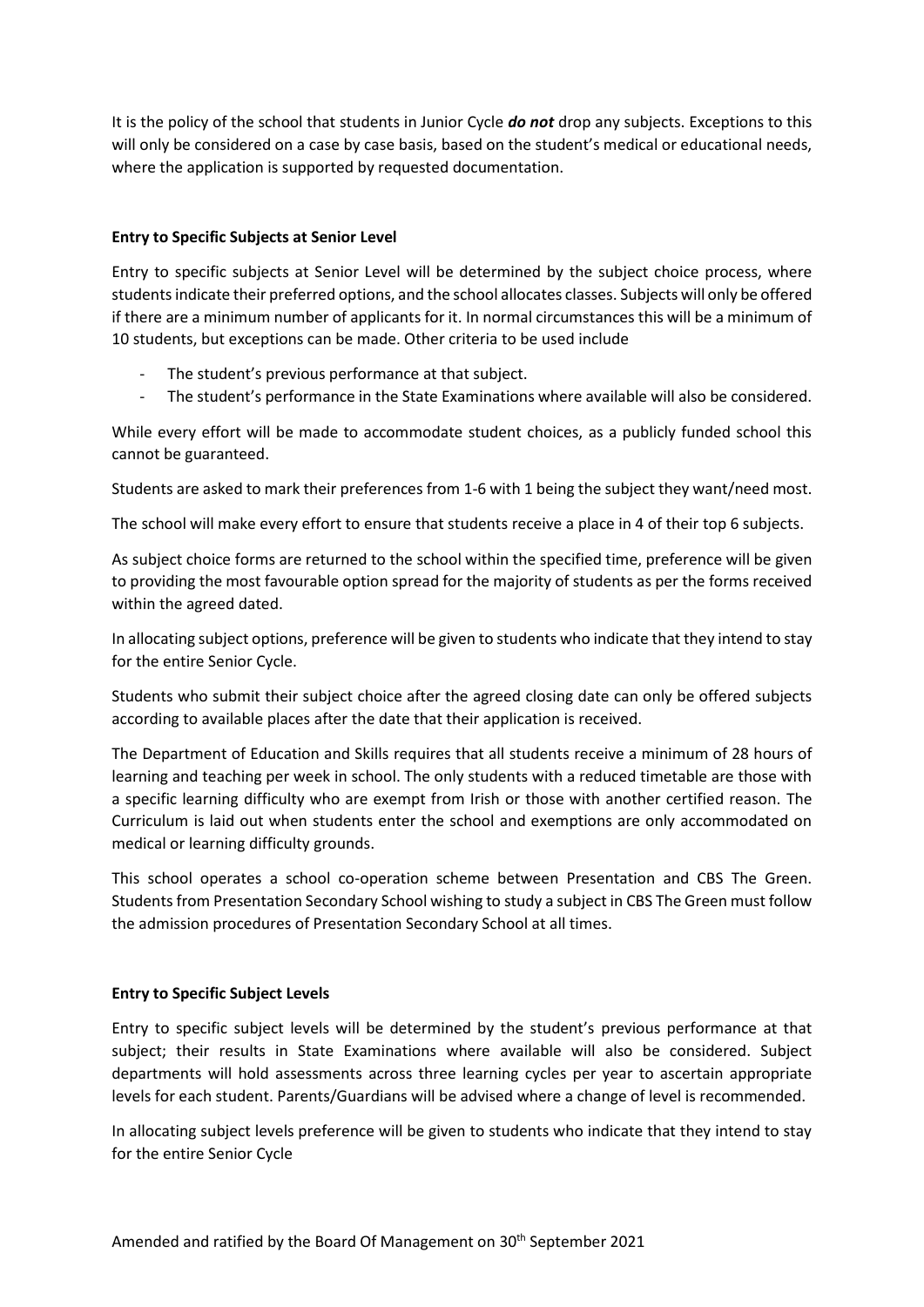It is the policy of the school that students in Junior Cycle ***do not*** drop any subjects. Exceptions to this will only be considered on a case by case basis, based on the student's medical or educational needs, where the application is supported by requested documentation.

**Entry to Specific Subjects at Senior Level**

Entry to specific subjects at Senior Level will be determined by the subject choice process, where students indicate their preferred options, and the school allocates classes. Subjects will only be offered if there are a minimum number of applicants for it. In normal circumstances this will be a minimum of 10 students, but exceptions can be made. Other criteria to be used include

- The student's previous performance at that subject.
- The student's performance in the State Examinations where available will also be considered.

While every effort will be made to accommodate student choices, as a publicly funded school this cannot be guaranteed.

Students are asked to mark their preferences from 1-6 with 1 being the subject they want/need most.

The school will make every effort to ensure that students receive a place in 4 of their top 6 subjects.

As subject choice forms are returned to the school within the specified time, preference will be given to providing the most favourable option spread for the majority of students as per the forms received within the agreed dated.

In allocating subject options, preference will be given to students who indicate that they intend to stay for the entire Senior Cycle.

Students who submit their subject choice after the agreed closing date can only be offered subjects according to available places after the date that their application is received.

The Department of Education and Skills requires that all students receive a minimum of 28 hours of learning and teaching per week in school. The only students with a reduced timetable are those with a specific learning difficulty who are exempt from Irish or those with another certified reason. The Curriculum is laid out when students enter the school and exemptions are only accommodated on medical or learning difficulty grounds.

This school operates a school co-operation scheme between Presentation and CBS The Green. Students from Presentation Secondary School wishing to study a subject in CBS The Green must follow the admission procedures of Presentation Secondary School at all times.

**Entry to Specific Subject Levels**

Entry to specific subject levels will be determined by the student's previous performance at that subject; their results in State Examinations where available will also be considered. Subject departments will hold assessments across three learning cycles per year to ascertain appropriate levels for each student. Parents/Guardians will be advised where a change of level is recommended.

In allocating subject levels preference will be given to students who indicate that they intend to stay for the entire Senior Cycle

Amended and ratified by the Board Of Management on 30th September 2021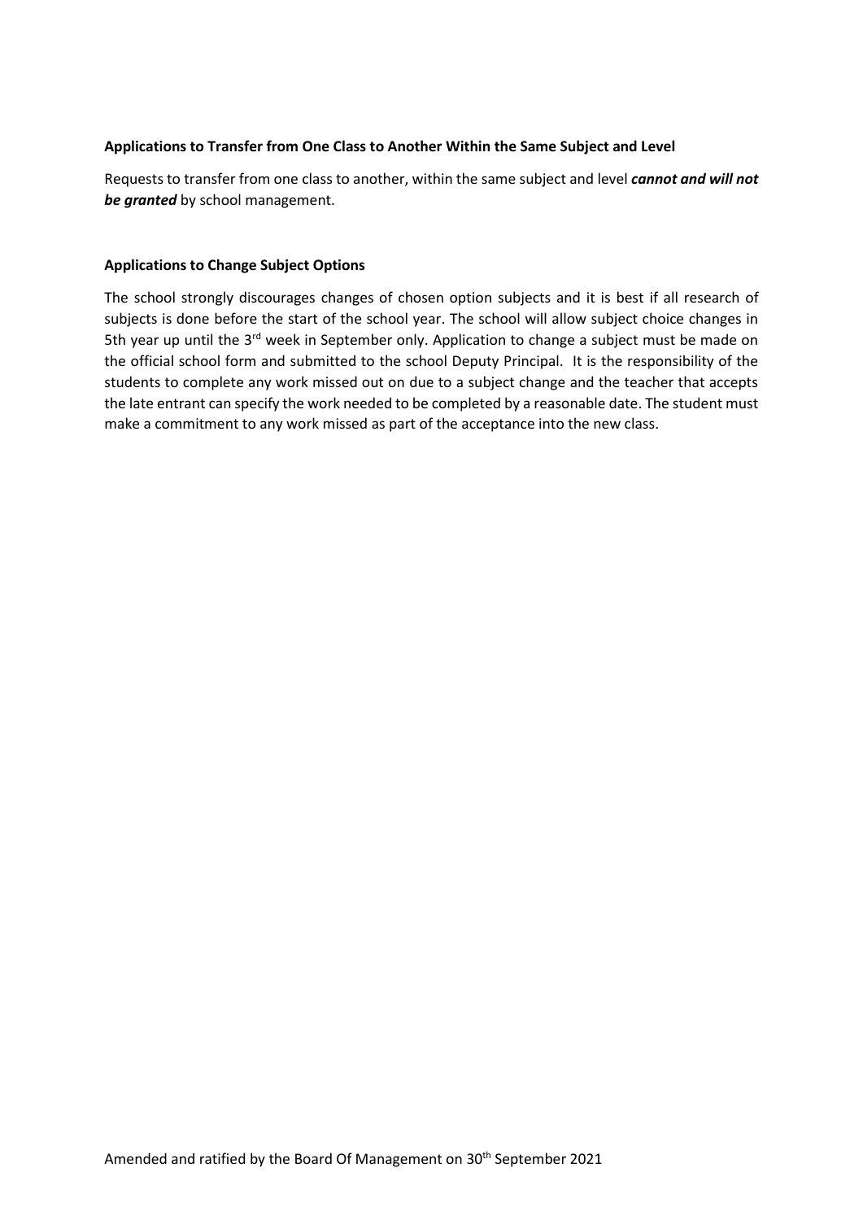**Applications to Transfer from One Class to Another Within the Same Subject and Level**

Requests to transfer from one class to another, within the same subject and level ***cannot and will not be granted*** by school management.

**Applications to Change Subject Options**

The school strongly discourages changes of chosen option subjects and it is best if all research of subjects is done before the start of the school year. The school will allow subject choice changes in 5th year up until the 3rd week in September only. Application to change a subject must be made on the official school form and submitted to the school Deputy Principal. It is the responsibility of the students to complete any work missed out on due to a subject change and the teacher that accepts the late entrant can specify the work needed to be completed by a reasonable date. The student must make a commitment to any work missed as part of the acceptance into the new class.

Amended and ratified by the Board Of Management on 30th September 2021